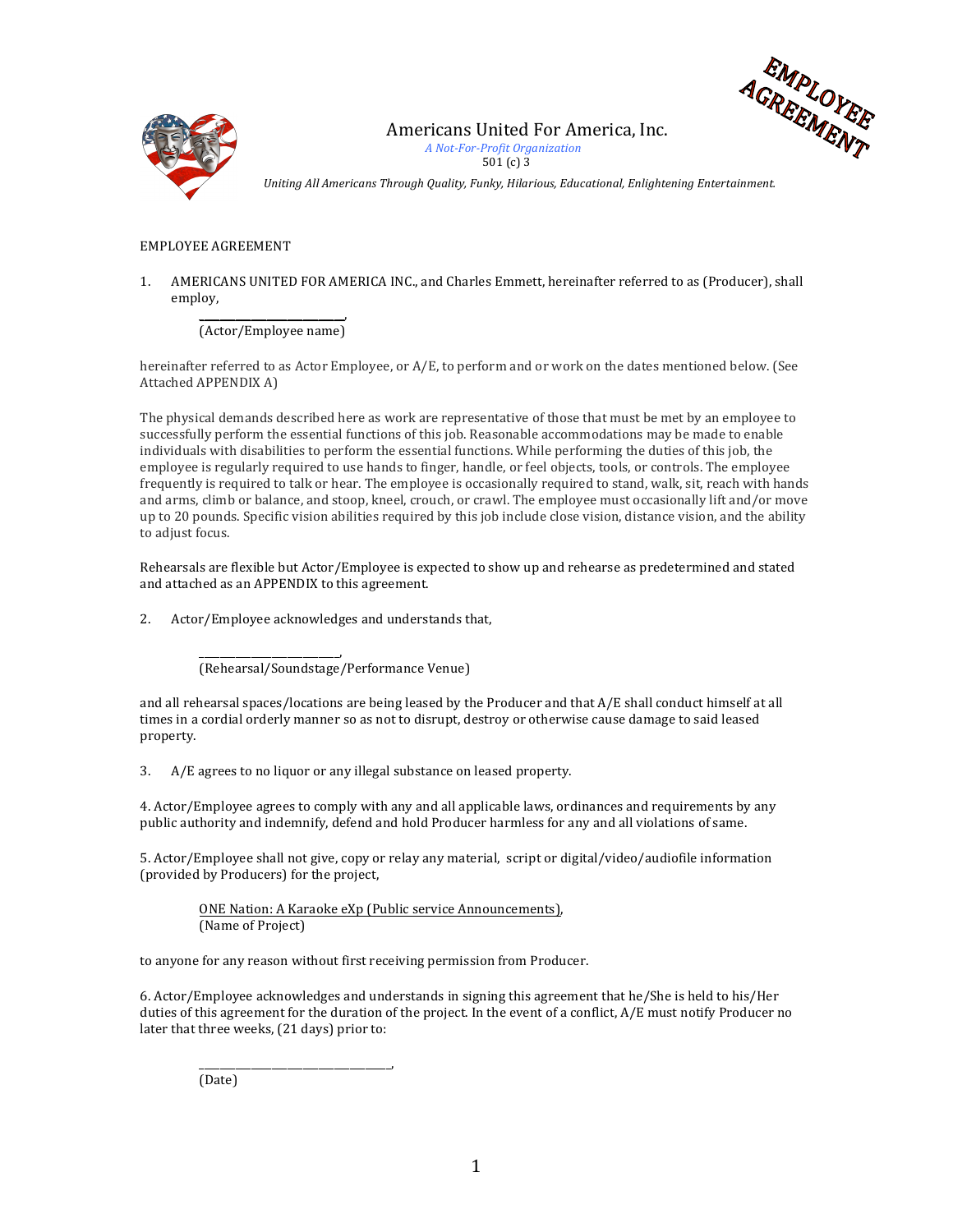# Americans United For America, Inc.

*A Not-For-Profit Organization*

501 (c) 3

*Uniting All Americans Through Quality, Funky, Hilarious, Educational, Enlightening Entertainment.*

**EMPLOYEE AGREEMENT**

EMPLOYEE AGREEMENT

1. AMERICANS UNITED FOR AMERICA INC., and Charles Emmett, hereinafter referred to as (Producer), shall employ,

   ___________________________,
   (Actor/Employee name)

hereinafter referred to as Actor Employee, or A/E, to perform and or work on the dates mentioned below. (See Attached APPENDIX A)

The physical demands described here as work are representative of those that must be met by an employee to successfully perform the essential functions of this job. Reasonable accommodations may be made to enable individuals with disabilities to perform the essential functions. While performing the duties of this job, the employee is regularly required to use hands to finger, handle, or feel objects, tools, or controls. The employee frequently is required to talk or hear. The employee is occasionally required to stand, walk, sit, reach with hands and arms, climb or balance, and stoop, kneel, crouch, or crawl. The employee must occasionally lift and/or move up to 20 pounds. Specific vision abilities required by this job include close vision, distance vision, and the ability to adjust focus.

Rehearsals are flexible but Actor/Employee is expected to show up and rehearse as predetermined and stated and attached as an APPENDIX to this agreement.

2. Actor/Employee acknowledges and understands that,

   ___________________________,
   (Rehearsal/Soundstage/Performance Venue)

and all rehearsal spaces/locations are being leased by the Producer and that A/E shall conduct himself at all times in a cordial orderly manner so as not to disrupt, destroy or otherwise cause damage to said leased property.

3. A/E agrees to no liquor or any illegal substance on leased property.

4. Actor/Employee agrees to comply with any and all applicable laws, ordinances and requirements by any public authority and indemnify, defend and hold Producer harmless for any and all violations of same.

5. Actor/Employee shall not give, copy or relay any material, script or digital/video/audiofile information (provided by Producers) for the project,

   ONE Nation: A Karaoke eXp (Public service Announcements),
   (Name of Project)

to anyone for any reason without first receiving permission from Producer.

6. Actor/Employee acknowledges and understands in signing this agreement that he/She is held to his/Her duties of this agreement for the duration of the project. In the event of a conflict, A/E must notify Producer no later that three weeks, (21 days) prior to:

   ___________________________________,
   (Date)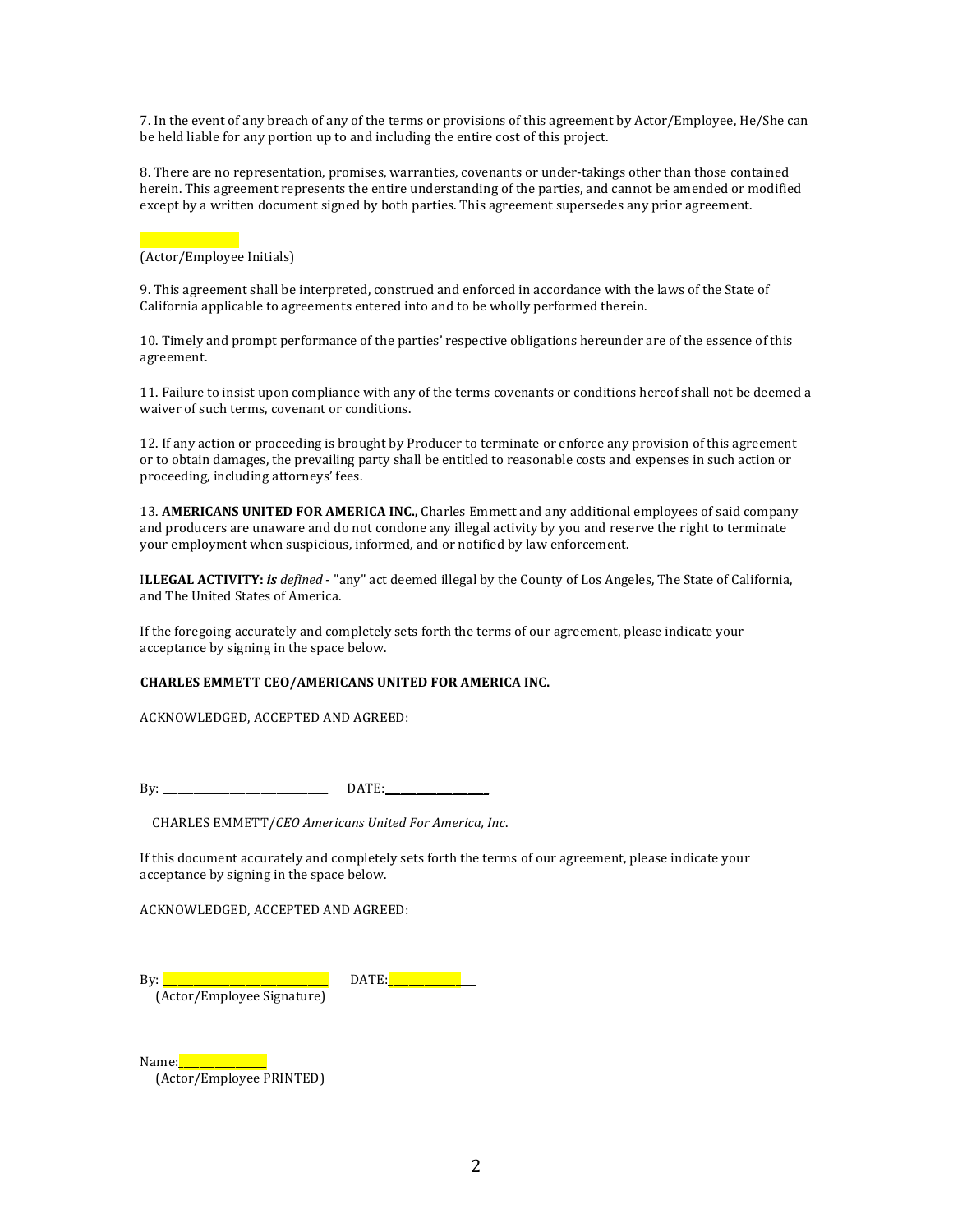7. In the event of any breach of any of the terms or provisions of this agreement by Actor/Employee, He/She can be held liable for any portion up to and including the entire cost of this project.

8. There are no representation, promises, warranties, covenants or under-takings other than those contained herein. This agreement represents the entire understanding of the parties, and cannot be amended or modified except by a written document signed by both parties. This agreement supersedes any prior agreement.

________________
(Actor/Employee Initials)

9. This agreement shall be interpreted, construed and enforced in accordance with the laws of the State of California applicable to agreements entered into and to be wholly performed therein.

10. Timely and prompt performance of the parties' respective obligations hereunder are of the essence of this agreement.

11. Failure to insist upon compliance with any of the terms covenants or conditions hereof shall not be deemed a waiver of such terms, covenant or conditions.

12. If any action or proceeding is brought by Producer to terminate or enforce any provision of this agreement or to obtain damages, the prevailing party shall be entitled to reasonable costs and expenses in such action or proceeding, including attorneys' fees.

13. **AMERICANS UNITED FOR AMERICA INC.,** Charles Emmett and any additional employees of said company and producers are unaware and do not condone any illegal activity by you and reserve the right to terminate your employment when suspicious, informed, and or notified by law enforcement.

I**LLEGAL ACTIVITY:** ***is*** *defined* - "any" act deemed illegal by the County of Los Angeles, The State of California, and The United States of America.

If the foregoing accurately and completely sets forth the terms of our agreement, please indicate your acceptance by signing in the space below.

**CHARLES EMMETT CEO/AMERICANS UNITED FOR AMERICA INC.**

ACKNOWLEDGED, ACCEPTED AND AGREED:

By: ____________________________ DATE:________________

CHARLES EMMETT/*CEO Americans United For America, Inc*.

If this document accurately and completely sets forth the terms of our agreement, please indicate your acceptance by signing in the space below.

ACKNOWLEDGED, ACCEPTED AND AGREED:

By: ____________________________ DATE:________________
(Actor/Employee Signature)

Name:______________
(Actor/Employee PRINTED)